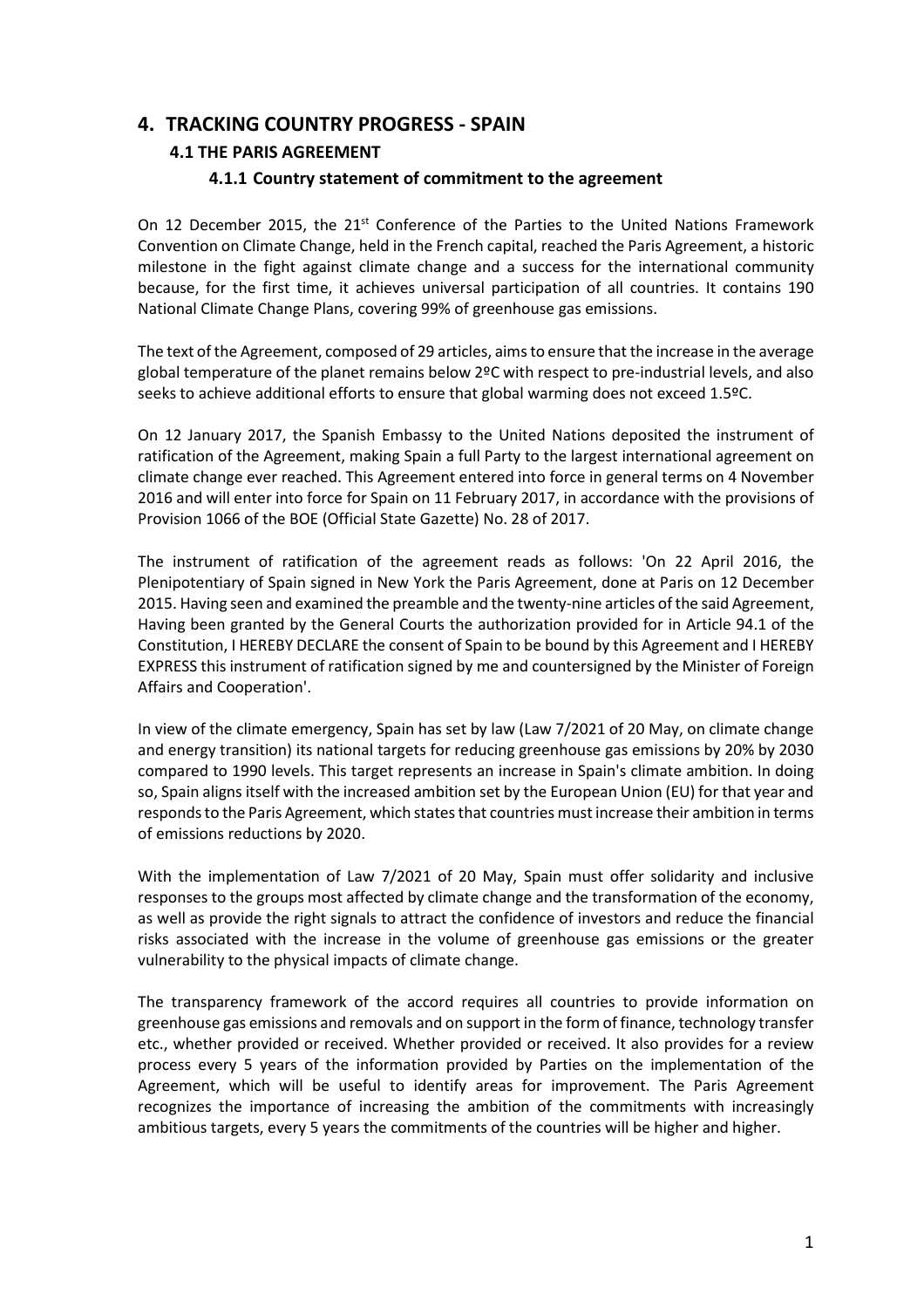# 4. TRACKING COUNTRY PROGRESS - SPAIN

## 4.1 THE PARIS AGREEMENT

### 4.1.1 Country statement of commitment to the agreement

On 12 December 2015, the 21st Conference of the Parties to the United Nations Framework Convention on Climate Change, held in the French capital, reached the Paris Agreement, a historic milestone in the fight against climate change and a success for the international community because, for the first time, it achieves universal participation of all countries. It contains 190 National Climate Change Plans, covering 99% of greenhouse gas emissions.

The text of the Agreement, composed of 29 articles, aims to ensure that the increase in the average global temperature of the planet remains below 2ºC with respect to pre-industrial levels, and also seeks to achieve additional efforts to ensure that global warming does not exceed 1.5ºC.

On 12 January 2017, the Spanish Embassy to the United Nations deposited the instrument of ratification of the Agreement, making Spain a full Party to the largest international agreement on climate change ever reached. This Agreement entered into force in general terms on 4 November 2016 and will enter into force for Spain on 11 February 2017, in accordance with the provisions of Provision 1066 of the BOE (Official State Gazette) No. 28 of 2017.

The instrument of ratification of the agreement reads as follows: 'On 22 April 2016, the Plenipotentiary of Spain signed in New York the Paris Agreement, done at Paris on 12 December 2015. Having seen and examined the preamble and the twenty-nine articles of the said Agreement, Having been granted by the General Courts the authorization provided for in Article 94.1 of the Constitution, I HEREBY DECLARE the consent of Spain to be bound by this Agreement and I HEREBY EXPRESS this instrument of ratification signed by me and countersigned by the Minister of Foreign Affairs and Cooperation'.

In view of the climate emergency, Spain has set by law (Law 7/2021 of 20 May, on climate change and energy transition) its national targets for reducing greenhouse gas emissions by 20% by 2030 compared to 1990 levels. This target represents an increase in Spain's climate ambition. In doing so, Spain aligns itself with the increased ambition set by the European Union (EU) for that year and responds to the Paris Agreement, which states that countries must increase their ambition in terms of emissions reductions by 2020.

With the implementation of Law 7/2021 of 20 May, Spain must offer solidarity and inclusive responses to the groups most affected by climate change and the transformation of the economy, as well as provide the right signals to attract the confidence of investors and reduce the financial risks associated with the increase in the volume of greenhouse gas emissions or the greater vulnerability to the physical impacts of climate change.

The transparency framework of the accord requires all countries to provide information on greenhouse gas emissions and removals and on support in the form of finance, technology transfer etc., whether provided or received. Whether provided or received. It also provides for a review process every 5 years of the information provided by Parties on the implementation of the Agreement, which will be useful to identify areas for improvement. The Paris Agreement recognizes the importance of increasing the ambition of the commitments with increasingly ambitious targets, every 5 years the commitments of the countries will be higher and higher.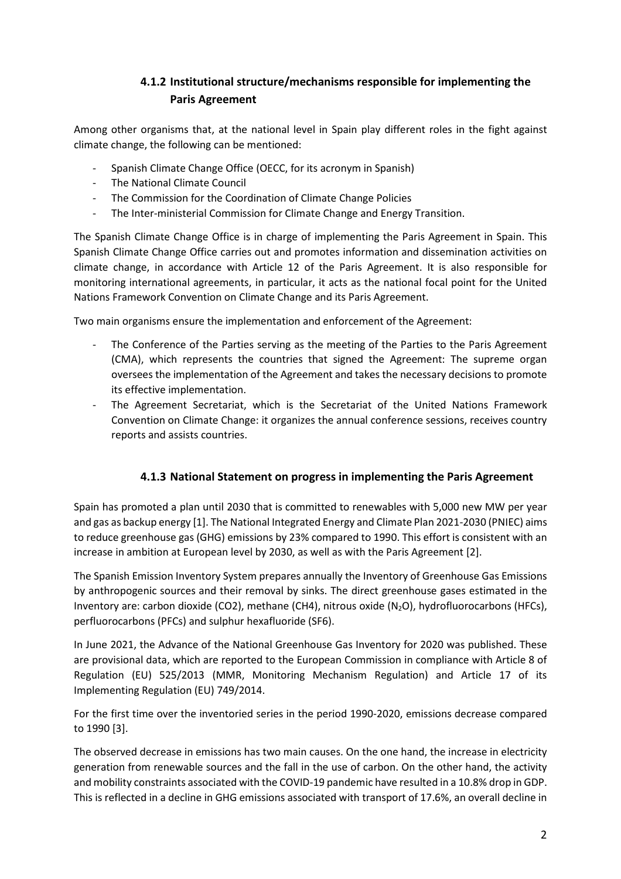### 4.1.2 Institutional structure/mechanisms responsible for implementing the Paris Agreement

Among other organisms that, at the national level in Spain play different roles in the fight against climate change, the following can be mentioned:

- Spanish Climate Change Office (OECC, for its acronym in Spanish)
- The National Climate Council
- The Commission for the Coordination of Climate Change Policies
- The Inter-ministerial Commission for Climate Change and Energy Transition.

The Spanish Climate Change Office is in charge of implementing the Paris Agreement in Spain. This Spanish Climate Change Office carries out and promotes information and dissemination activities on climate change, in accordance with Article 12 of the Paris Agreement. It is also responsible for monitoring international agreements, in particular, it acts as the national focal point for the United Nations Framework Convention on Climate Change and its Paris Agreement.

Two main organisms ensure the implementation and enforcement of the Agreement:

- The Conference of the Parties serving as the meeting of the Parties to the Paris Agreement (CMA), which represents the countries that signed the Agreement: The supreme organ oversees the implementation of the Agreement and takes the necessary decisions to promote its effective implementation.
- The Agreement Secretariat, which is the Secretariat of the United Nations Framework Convention on Climate Change: it organizes the annual conference sessions, receives country reports and assists countries.

### 4.1.3 National Statement on progress in implementing the Paris Agreement

Spain has promoted a plan until 2030 that is committed to renewables with 5,000 new MW per year and gas as backup energy [1]. The National Integrated Energy and Climate Plan 2021-2030 (PNIEC) aims to reduce greenhouse gas (GHG) emissions by 23% compared to 1990. This effort is consistent with an increase in ambition at European level by 2030, as well as with the Paris Agreement [2].

The Spanish Emission Inventory System prepares annually the Inventory of Greenhouse Gas Emissions by anthropogenic sources and their removal by sinks. The direct greenhouse gases estimated in the Inventory are: carbon dioxide ($CO_2$), methane ($CH_4$), nitrous oxide ($N_2O$), hydrofluorocarbons (HFCs), perfluorocarbons (PFCs) and sulphur hexafluoride ($SF_6$).

In June 2021, the Advance of the National Greenhouse Gas Inventory for 2020 was published. These are provisional data, which are reported to the European Commission in compliance with Article 8 of Regulation (EU) 525/2013 (MMR, Monitoring Mechanism Regulation) and Article 17 of its Implementing Regulation (EU) 749/2014.

For the first time over the inventoried series in the period 1990-2020, emissions decrease compared to 1990 [3].

The observed decrease in emissions has two main causes. On the one hand, the increase in electricity generation from renewable sources and the fall in the use of carbon. On the other hand, the activity and mobility constraints associated with the COVID-19 pandemic have resulted in a 10.8% drop in GDP. This is reflected in a decline in GHG emissions associated with transport of 17.6%, an overall decline in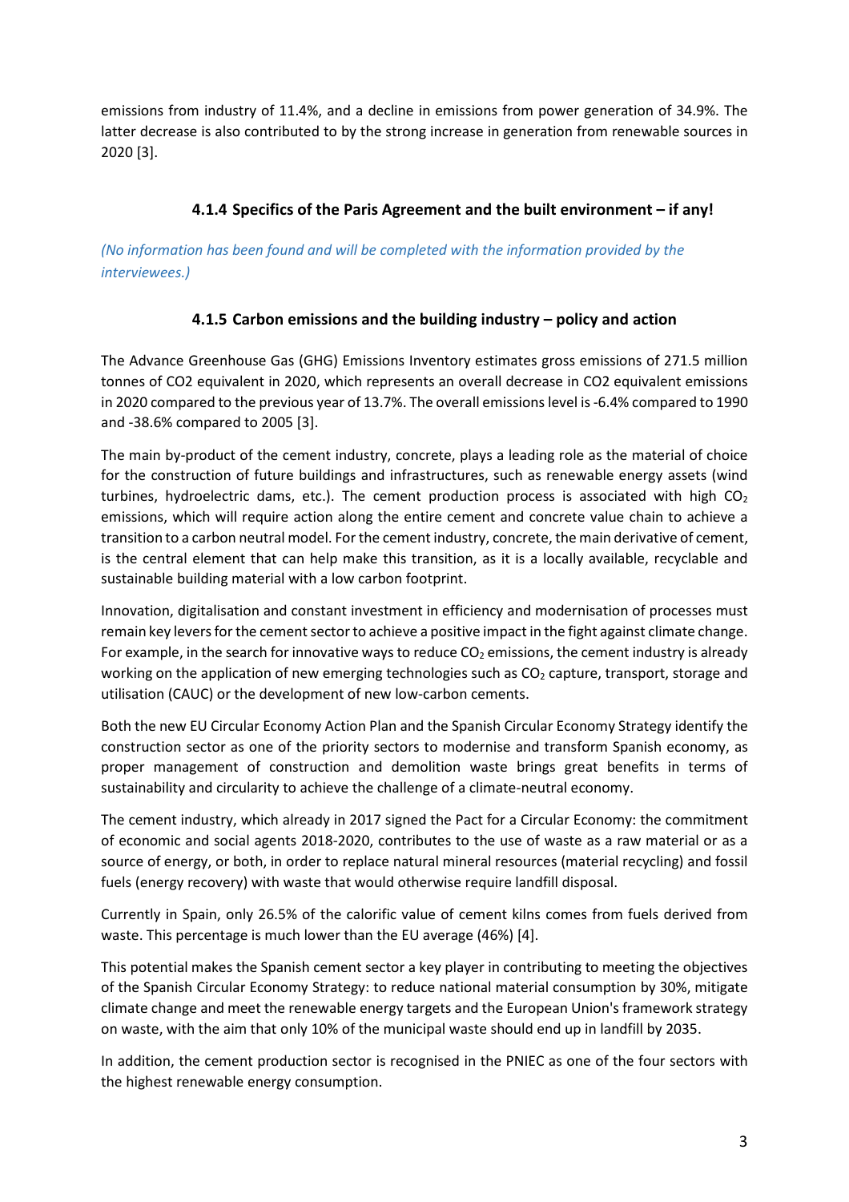emissions from industry of 11.4%, and a decline in emissions from power generation of 34.9%. The latter decrease is also contributed to by the strong increase in generation from renewable sources in 2020 [3].

### 4.1.4 Specifics of the Paris Agreement and the built environment – if any!

*(No information has been found and will be completed with the information provided by the interviewees.)*

### 4.1.5 Carbon emissions and the building industry – policy and action

The Advance Greenhouse Gas (GHG) Emissions Inventory estimates gross emissions of 271.5 million tonnes of CO2 equivalent in 2020, which represents an overall decrease in CO2 equivalent emissions in 2020 compared to the previous year of 13.7%. The overall emissions level is -6.4% compared to 1990 and -38.6% compared to 2005 [3].

The main by-product of the cement industry, concrete, plays a leading role as the material of choice for the construction of future buildings and infrastructures, such as renewable energy assets (wind turbines, hydroelectric dams, etc.). The cement production process is associated with high $CO_2$ emissions, which will require action along the entire cement and concrete value chain to achieve a transition to a carbon neutral model. For the cement industry, concrete, the main derivative of cement, is the central element that can help make this transition, as it is a locally available, recyclable and sustainable building material with a low carbon footprint.

Innovation, digitalisation and constant investment in efficiency and modernisation of processes must remain key levers for the cement sector to achieve a positive impact in the fight against climate change. For example, in the search for innovative ways to reduce $CO_2$ emissions, the cement industry is already working on the application of new emerging technologies such as $CO_2$ capture, transport, storage and utilisation (CAUC) or the development of new low-carbon cements.

Both the new EU Circular Economy Action Plan and the Spanish Circular Economy Strategy identify the construction sector as one of the priority sectors to modernise and transform Spanish economy, as proper management of construction and demolition waste brings great benefits in terms of sustainability and circularity to achieve the challenge of a climate-neutral economy.

The cement industry, which already in 2017 signed the Pact for a Circular Economy: the commitment of economic and social agents 2018-2020, contributes to the use of waste as a raw material or as a source of energy, or both, in order to replace natural mineral resources (material recycling) and fossil fuels (energy recovery) with waste that would otherwise require landfill disposal.

Currently in Spain, only 26.5% of the calorific value of cement kilns comes from fuels derived from waste. This percentage is much lower than the EU average (46%) [4].

This potential makes the Spanish cement sector a key player in contributing to meeting the objectives of the Spanish Circular Economy Strategy: to reduce national material consumption by 30%, mitigate climate change and meet the renewable energy targets and the European Union's framework strategy on waste, with the aim that only 10% of the municipal waste should end up in landfill by 2035.

In addition, the cement production sector is recognised in the PNIEC as one of the four sectors with the highest renewable energy consumption.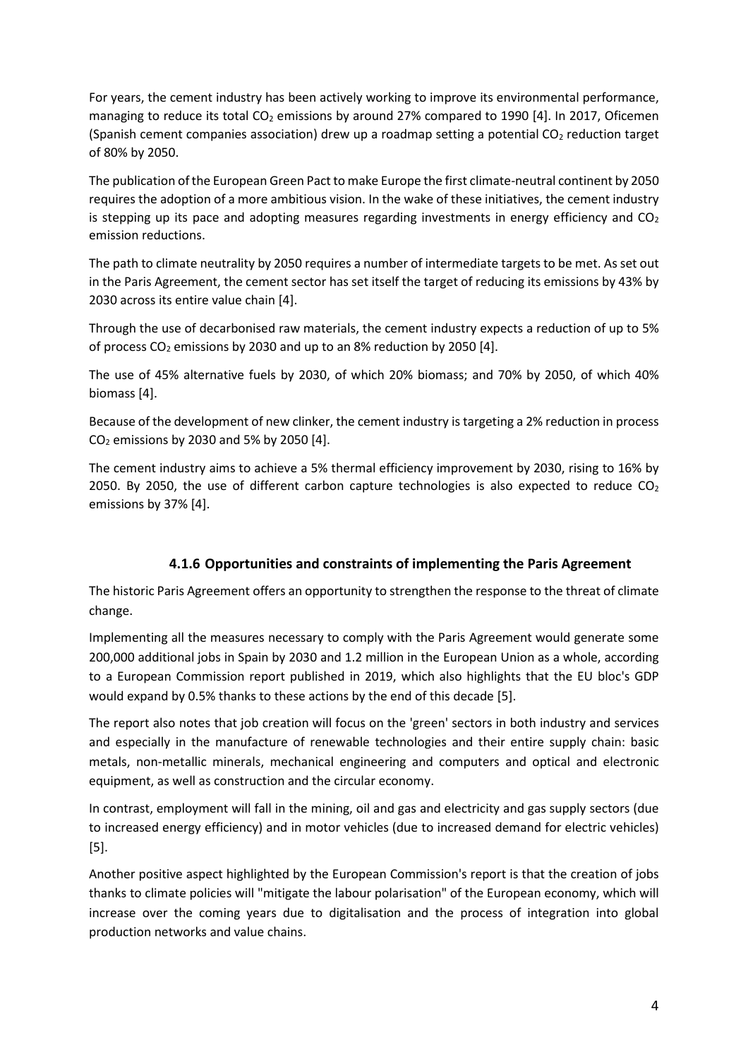For years, the cement industry has been actively working to improve its environmental performance, managing to reduce its total $CO_2$ emissions by around 27% compared to 1990 [4]. In 2017, Oficemen (Spanish cement companies association) drew up a roadmap setting a potential $CO_2$ reduction target of 80% by 2050.

The publication of the European Green Pact to make Europe the first climate-neutral continent by 2050 requires the adoption of a more ambitious vision. In the wake of these initiatives, the cement industry is stepping up its pace and adopting measures regarding investments in energy efficiency and $CO_2$ emission reductions.

The path to climate neutrality by 2050 requires a number of intermediate targets to be met. As set out in the Paris Agreement, the cement sector has set itself the target of reducing its emissions by 43% by 2030 across its entire value chain [4].

Through the use of decarbonised raw materials, the cement industry expects a reduction of up to 5% of process $CO_2$ emissions by 2030 and up to an 8% reduction by 2050 [4].

The use of 45% alternative fuels by 2030, of which 20% biomass; and 70% by 2050, of which 40% biomass [4].

Because of the development of new clinker, the cement industry is targeting a 2% reduction in process $CO_2$ emissions by 2030 and 5% by 2050 [4].

The cement industry aims to achieve a 5% thermal efficiency improvement by 2030, rising to 16% by 2050. By 2050, the use of different carbon capture technologies is also expected to reduce $CO_2$ emissions by 37% [4].

### 4.1.6 Opportunities and constraints of implementing the Paris Agreement

The historic Paris Agreement offers an opportunity to strengthen the response to the threat of climate change.

Implementing all the measures necessary to comply with the Paris Agreement would generate some 200,000 additional jobs in Spain by 2030 and 1.2 million in the European Union as a whole, according to a European Commission report published in 2019, which also highlights that the EU bloc's GDP would expand by 0.5% thanks to these actions by the end of this decade [5].

The report also notes that job creation will focus on the 'green' sectors in both industry and services and especially in the manufacture of renewable technologies and their entire supply chain: basic metals, non-metallic minerals, mechanical engineering and computers and optical and electronic equipment, as well as construction and the circular economy.

In contrast, employment will fall in the mining, oil and gas and electricity and gas supply sectors (due to increased energy efficiency) and in motor vehicles (due to increased demand for electric vehicles) [5].

Another positive aspect highlighted by the European Commission's report is that the creation of jobs thanks to climate policies will "mitigate the labour polarisation" of the European economy, which will increase over the coming years due to digitalisation and the process of integration into global production networks and value chains.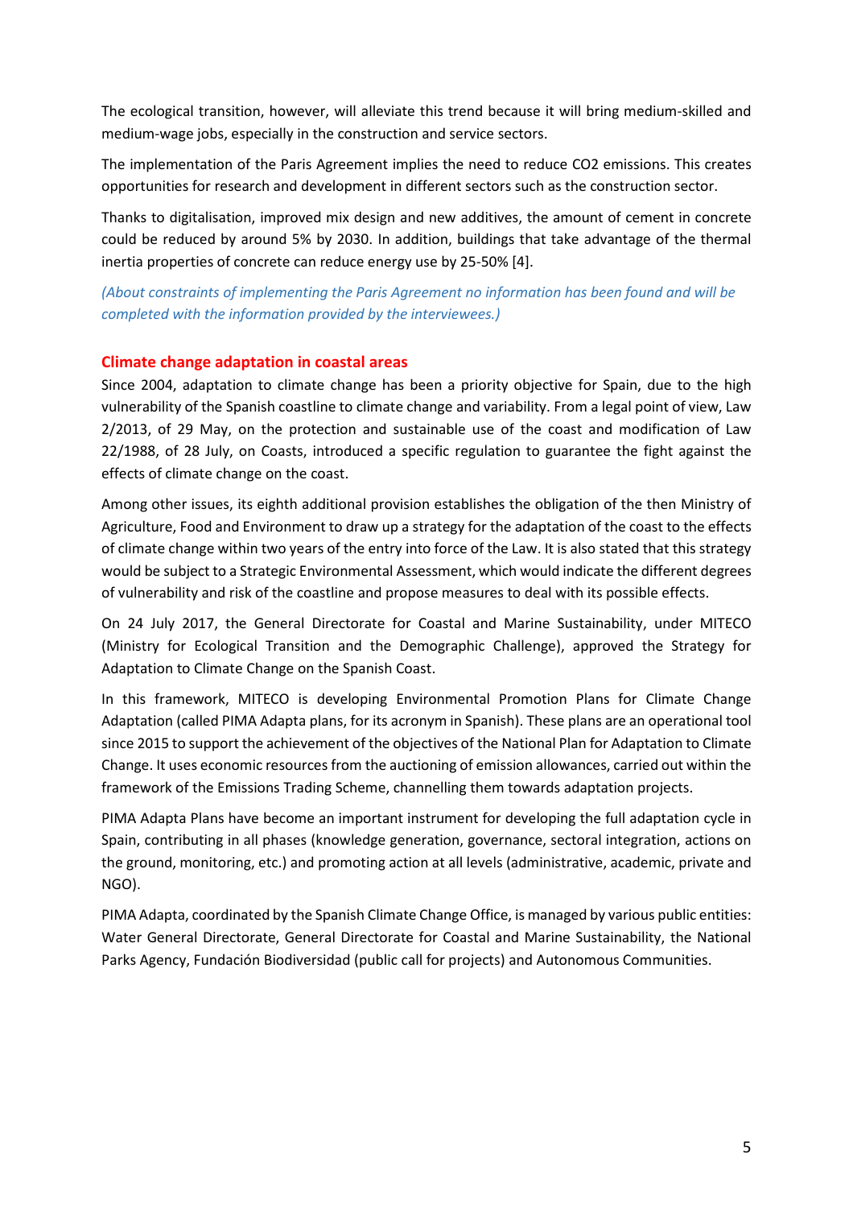The ecological transition, however, will alleviate this trend because it will bring medium-skilled and medium-wage jobs, especially in the construction and service sectors.

The implementation of the Paris Agreement implies the need to reduce $CO_2$ emissions. This creates opportunities for research and development in different sectors such as the construction sector.

Thanks to digitalisation, improved mix design and new additives, the amount of cement in concrete could be reduced by around 5% by 2030. In addition, buildings that take advantage of the thermal inertia properties of concrete can reduce energy use by 25-50% [4].

*(About constraints of implementing the Paris Agreement no information has been found and will be completed with the information provided by the interviewees.)*

## Climate change adaptation in coastal areas

Since 2004, adaptation to climate change has been a priority objective for Spain, due to the high vulnerability of the Spanish coastline to climate change and variability. From a legal point of view, Law 2/2013, of 29 May, on the protection and sustainable use of the coast and modification of Law 22/1988, of 28 July, on Coasts, introduced a specific regulation to guarantee the fight against the effects of climate change on the coast.

Among other issues, its eighth additional provision establishes the obligation of the then Ministry of Agriculture, Food and Environment to draw up a strategy for the adaptation of the coast to the effects of climate change within two years of the entry into force of the Law. It is also stated that this strategy would be subject to a Strategic Environmental Assessment, which would indicate the different degrees of vulnerability and risk of the coastline and propose measures to deal with its possible effects.

On 24 July 2017, the General Directorate for Coastal and Marine Sustainability, under MITECO (Ministry for Ecological Transition and the Demographic Challenge), approved the Strategy for Adaptation to Climate Change on the Spanish Coast.

In this framework, MITECO is developing Environmental Promotion Plans for Climate Change Adaptation (called PIMA Adapta plans, for its acronym in Spanish). These plans are an operational tool since 2015 to support the achievement of the objectives of the National Plan for Adaptation to Climate Change. It uses economic resources from the auctioning of emission allowances, carried out within the framework of the Emissions Trading Scheme, channelling them towards adaptation projects.

PIMA Adapta Plans have become an important instrument for developing the full adaptation cycle in Spain, contributing in all phases (knowledge generation, governance, sectoral integration, actions on the ground, monitoring, etc.) and promoting action at all levels (administrative, academic, private and NGO).

PIMA Adapta, coordinated by the Spanish Climate Change Office, is managed by various public entities: Water General Directorate, General Directorate for Coastal and Marine Sustainability, the National Parks Agency, Fundación Biodiversidad (public call for projects) and Autonomous Communities.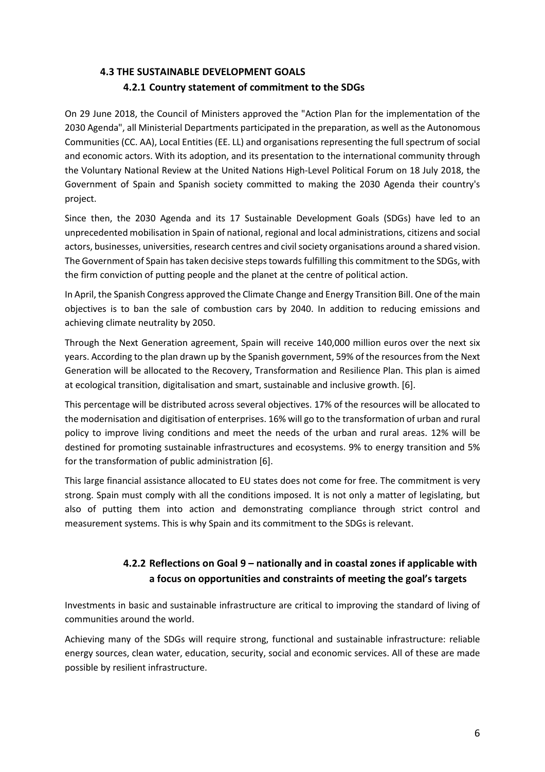## 4.3 THE SUSTAINABLE DEVELOPMENT GOALS

### 4.2.1 Country statement of commitment to the SDGs

On 29 June 2018, the Council of Ministers approved the "Action Plan for the implementation of the 2030 Agenda", all Ministerial Departments participated in the preparation, as well as the Autonomous Communities (CC. AA), Local Entities (EE. LL) and organisations representing the full spectrum of social and economic actors. With its adoption, and its presentation to the international community through the Voluntary National Review at the United Nations High-Level Political Forum on 18 July 2018, the Government of Spain and Spanish society committed to making the 2030 Agenda their country's project.

Since then, the 2030 Agenda and its 17 Sustainable Development Goals (SDGs) have led to an unprecedented mobilisation in Spain of national, regional and local administrations, citizens and social actors, businesses, universities, research centres and civil society organisations around a shared vision. The Government of Spain has taken decisive steps towards fulfilling this commitment to the SDGs, with the firm conviction of putting people and the planet at the centre of political action.

In April, the Spanish Congress approved the Climate Change and Energy Transition Bill. One of the main objectives is to ban the sale of combustion cars by 2040. In addition to reducing emissions and achieving climate neutrality by 2050.

Through the Next Generation agreement, Spain will receive 140,000 million euros over the next six years. According to the plan drawn up by the Spanish government, 59% of the resources from the Next Generation will be allocated to the Recovery, Transformation and Resilience Plan. This plan is aimed at ecological transition, digitalisation and smart, sustainable and inclusive growth. [6].

This percentage will be distributed across several objectives. 17% of the resources will be allocated to the modernisation and digitisation of enterprises. 16% will go to the transformation of urban and rural policy to improve living conditions and meet the needs of the urban and rural areas. 12% will be destined for promoting sustainable infrastructures and ecosystems. 9% to energy transition and 5% for the transformation of public administration [6].

This large financial assistance allocated to EU states does not come for free. The commitment is very strong. Spain must comply with all the conditions imposed. It is not only a matter of legislating, but also of putting them into action and demonstrating compliance through strict control and measurement systems. This is why Spain and its commitment to the SDGs is relevant.

### 4.2.2 Reflections on Goal 9 – nationally and in coastal zones if applicable with a focus on opportunities and constraints of meeting the goal's targets

Investments in basic and sustainable infrastructure are critical to improving the standard of living of communities around the world.

Achieving many of the SDGs will require strong, functional and sustainable infrastructure: reliable energy sources, clean water, education, security, social and economic services. All of these are made possible by resilient infrastructure.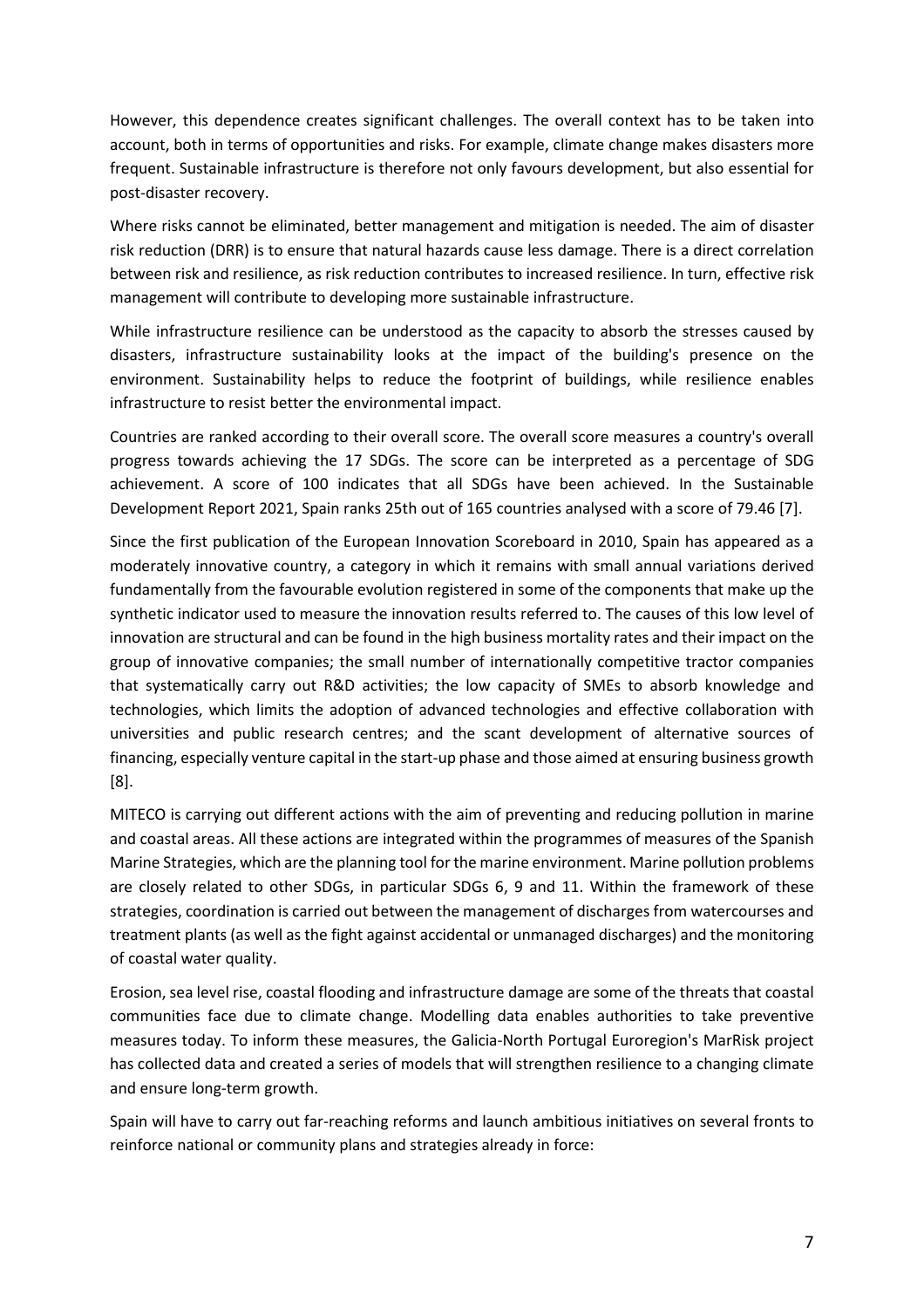However, this dependence creates significant challenges. The overall context has to be taken into account, both in terms of opportunities and risks. For example, climate change makes disasters more frequent. Sustainable infrastructure is therefore not only favours development, but also essential for post-disaster recovery.

Where risks cannot be eliminated, better management and mitigation is needed. The aim of disaster risk reduction (DRR) is to ensure that natural hazards cause less damage. There is a direct correlation between risk and resilience, as risk reduction contributes to increased resilience. In turn, effective risk management will contribute to developing more sustainable infrastructure.

While infrastructure resilience can be understood as the capacity to absorb the stresses caused by disasters, infrastructure sustainability looks at the impact of the building's presence on the environment. Sustainability helps to reduce the footprint of buildings, while resilience enables infrastructure to resist better the environmental impact.

Countries are ranked according to their overall score. The overall score measures a country's overall progress towards achieving the 17 SDGs. The score can be interpreted as a percentage of SDG achievement. A score of 100 indicates that all SDGs have been achieved. In the Sustainable Development Report 2021, Spain ranks 25th out of 165 countries analysed with a score of 79.46 [7].

Since the first publication of the European Innovation Scoreboard in 2010, Spain has appeared as a moderately innovative country, a category in which it remains with small annual variations derived fundamentally from the favourable evolution registered in some of the components that make up the synthetic indicator used to measure the innovation results referred to. The causes of this low level of innovation are structural and can be found in the high business mortality rates and their impact on the group of innovative companies; the small number of internationally competitive tractor companies that systematically carry out R&D activities; the low capacity of SMEs to absorb knowledge and technologies, which limits the adoption of advanced technologies and effective collaboration with universities and public research centres; and the scant development of alternative sources of financing, especially venture capital in the start-up phase and those aimed at ensuring business growth [8].

MITECO is carrying out different actions with the aim of preventing and reducing pollution in marine and coastal areas. All these actions are integrated within the programmes of measures of the Spanish Marine Strategies, which are the planning tool for the marine environment. Marine pollution problems are closely related to other SDGs, in particular SDGs 6, 9 and 11. Within the framework of these strategies, coordination is carried out between the management of discharges from watercourses and treatment plants (as well as the fight against accidental or unmanaged discharges) and the monitoring of coastal water quality.

Erosion, sea level rise, coastal flooding and infrastructure damage are some of the threats that coastal communities face due to climate change. Modelling data enables authorities to take preventive measures today. To inform these measures, the Galicia-North Portugal Euroregion's MarRisk project has collected data and created a series of models that will strengthen resilience to a changing climate and ensure long-term growth.

Spain will have to carry out far-reaching reforms and launch ambitious initiatives on several fronts to reinforce national or community plans and strategies already in force: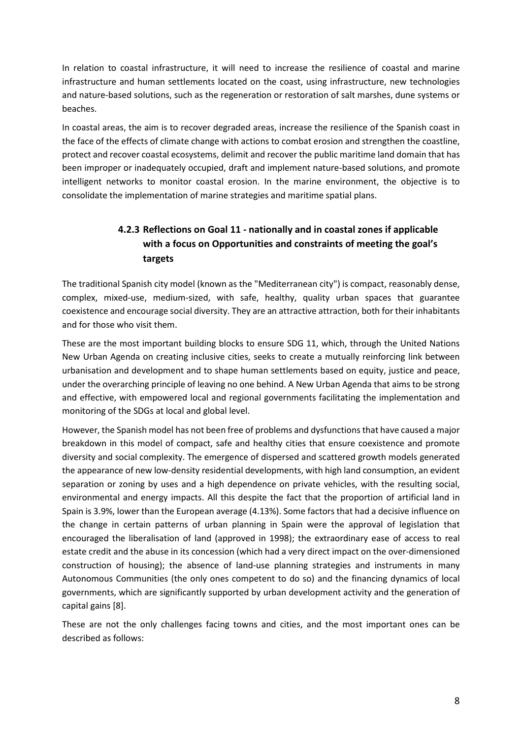In relation to coastal infrastructure, it will need to increase the resilience of coastal and marine infrastructure and human settlements located on the coast, using infrastructure, new technologies and nature-based solutions, such as the regeneration or restoration of salt marshes, dune systems or beaches.

In coastal areas, the aim is to recover degraded areas, increase the resilience of the Spanish coast in the face of the effects of climate change with actions to combat erosion and strengthen the coastline, protect and recover coastal ecosystems, delimit and recover the public maritime land domain that has been improper or inadequately occupied, draft and implement nature-based solutions, and promote intelligent networks to monitor coastal erosion. In the marine environment, the objective is to consolidate the implementation of marine strategies and maritime spatial plans.

### 4.2.3 Reflections on Goal 11 - nationally and in coastal zones if applicable with a focus on Opportunities and constraints of meeting the goal's targets

The traditional Spanish city model (known as the "Mediterranean city") is compact, reasonably dense, complex, mixed-use, medium-sized, with safe, healthy, quality urban spaces that guarantee coexistence and encourage social diversity. They are an attractive attraction, both for their inhabitants and for those who visit them.

These are the most important building blocks to ensure SDG 11, which, through the United Nations New Urban Agenda on creating inclusive cities, seeks to create a mutually reinforcing link between urbanisation and development and to shape human settlements based on equity, justice and peace, under the overarching principle of leaving no one behind. A New Urban Agenda that aims to be strong and effective, with empowered local and regional governments facilitating the implementation and monitoring of the SDGs at local and global level.

However, the Spanish model has not been free of problems and dysfunctions that have caused a major breakdown in this model of compact, safe and healthy cities that ensure coexistence and promote diversity and social complexity. The emergence of dispersed and scattered growth models generated the appearance of new low-density residential developments, with high land consumption, an evident separation or zoning by uses and a high dependence on private vehicles, with the resulting social, environmental and energy impacts. All this despite the fact that the proportion of artificial land in Spain is 3.9%, lower than the European average (4.13%). Some factors that had a decisive influence on the change in certain patterns of urban planning in Spain were the approval of legislation that encouraged the liberalisation of land (approved in 1998); the extraordinary ease of access to real estate credit and the abuse in its concession (which had a very direct impact on the over-dimensioned construction of housing); the absence of land-use planning strategies and instruments in many Autonomous Communities (the only ones competent to do so) and the financing dynamics of local governments, which are significantly supported by urban development activity and the generation of capital gains [8].

These are not the only challenges facing towns and cities, and the most important ones can be described as follows: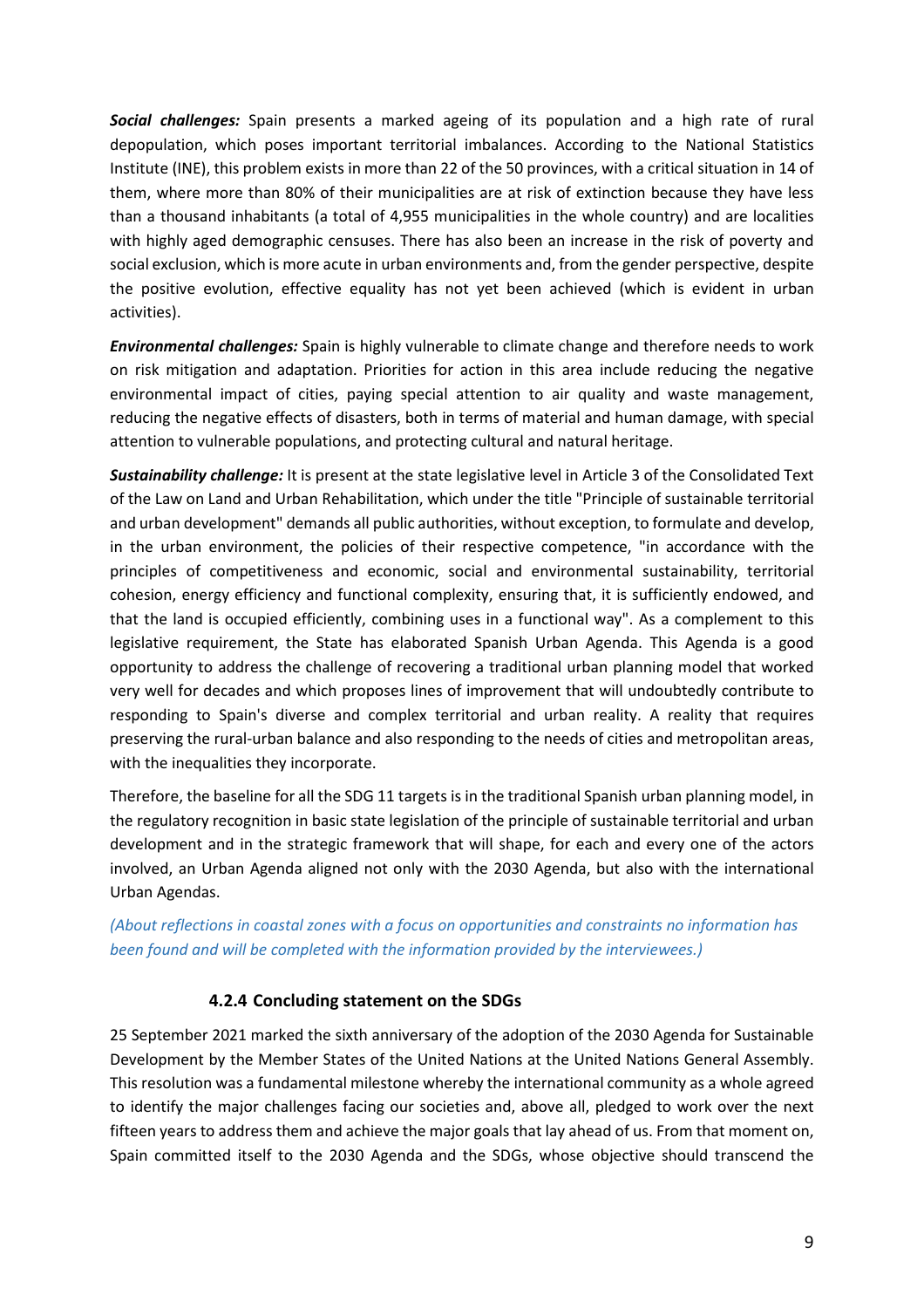***Social challenges:*** Spain presents a marked ageing of its population and a high rate of rural depopulation, which poses important territorial imbalances. According to the National Statistics Institute (INE), this problem exists in more than 22 of the 50 provinces, with a critical situation in 14 of them, where more than 80% of their municipalities are at risk of extinction because they have less than a thousand inhabitants (a total of 4,955 municipalities in the whole country) and are localities with highly aged demographic censuses. There has also been an increase in the risk of poverty and social exclusion, which is more acute in urban environments and, from the gender perspective, despite the positive evolution, effective equality has not yet been achieved (which is evident in urban activities).

***Environmental challenges:*** Spain is highly vulnerable to climate change and therefore needs to work on risk mitigation and adaptation. Priorities for action in this area include reducing the negative environmental impact of cities, paying special attention to air quality and waste management, reducing the negative effects of disasters, both in terms of material and human damage, with special attention to vulnerable populations, and protecting cultural and natural heritage.

***Sustainability challenge:*** It is present at the state legislative level in Article 3 of the Consolidated Text of the Law on Land and Urban Rehabilitation, which under the title "Principle of sustainable territorial and urban development" demands all public authorities, without exception, to formulate and develop, in the urban environment, the policies of their respective competence, "in accordance with the principles of competitiveness and economic, social and environmental sustainability, territorial cohesion, energy efficiency and functional complexity, ensuring that, it is sufficiently endowed, and that the land is occupied efficiently, combining uses in a functional way". As a complement to this legislative requirement, the State has elaborated Spanish Urban Agenda. This Agenda is a good opportunity to address the challenge of recovering a traditional urban planning model that worked very well for decades and which proposes lines of improvement that will undoubtedly contribute to responding to Spain's diverse and complex territorial and urban reality. A reality that requires preserving the rural-urban balance and also responding to the needs of cities and metropolitan areas, with the inequalities they incorporate.

Therefore, the baseline for all the SDG 11 targets is in the traditional Spanish urban planning model, in the regulatory recognition in basic state legislation of the principle of sustainable territorial and urban development and in the strategic framework that will shape, for each and every one of the actors involved, an Urban Agenda aligned not only with the 2030 Agenda, but also with the international Urban Agendas.

*(About reflections in coastal zones with a focus on opportunities and constraints no information has been found and will be completed with the information provided by the interviewees.)*

### 4.2.4 Concluding statement on the SDGs

25 September 2021 marked the sixth anniversary of the adoption of the 2030 Agenda for Sustainable Development by the Member States of the United Nations at the United Nations General Assembly. This resolution was a fundamental milestone whereby the international community as a whole agreed to identify the major challenges facing our societies and, above all, pledged to work over the next fifteen years to address them and achieve the major goals that lay ahead of us. From that moment on, Spain committed itself to the 2030 Agenda and the SDGs, whose objective should transcend the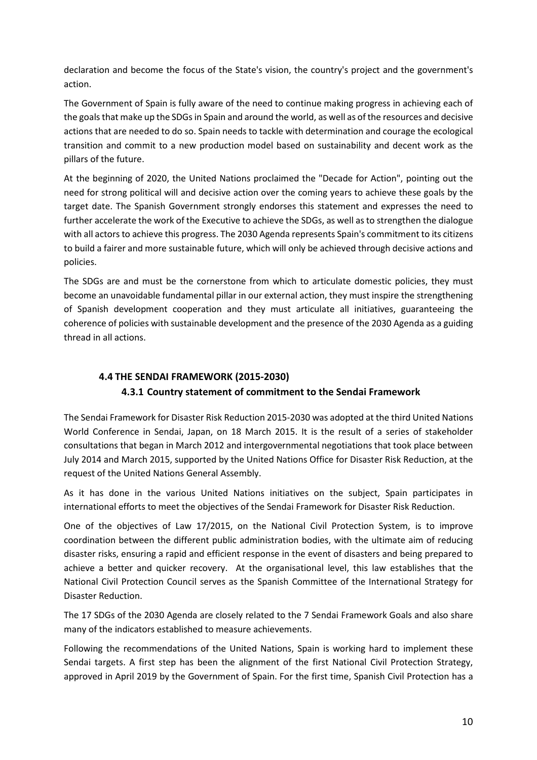declaration and become the focus of the State's vision, the country's project and the government's action.

The Government of Spain is fully aware of the need to continue making progress in achieving each of the goals that make up the SDGs in Spain and around the world, as well as of the resources and decisive actions that are needed to do so. Spain needs to tackle with determination and courage the ecological transition and commit to a new production model based on sustainability and decent work as the pillars of the future.

At the beginning of 2020, the United Nations proclaimed the "Decade for Action", pointing out the need for strong political will and decisive action over the coming years to achieve these goals by the target date. The Spanish Government strongly endorses this statement and expresses the need to further accelerate the work of the Executive to achieve the SDGs, as well as to strengthen the dialogue with all actors to achieve this progress. The 2030 Agenda represents Spain's commitment to its citizens to build a fairer and more sustainable future, which will only be achieved through decisive actions and policies.

The SDGs are and must be the cornerstone from which to articulate domestic policies, they must become an unavoidable fundamental pillar in our external action, they must inspire the strengthening of Spanish development cooperation and they must articulate all initiatives, guaranteeing the coherence of policies with sustainable development and the presence of the 2030 Agenda as a guiding thread in all actions.

## 4.4 THE SENDAI FRAMEWORK (2015-2030)

### 4.3.1 Country statement of commitment to the Sendai Framework

The Sendai Framework for Disaster Risk Reduction 2015-2030 was adopted at the third United Nations World Conference in Sendai, Japan, on 18 March 2015. It is the result of a series of stakeholder consultations that began in March 2012 and intergovernmental negotiations that took place between July 2014 and March 2015, supported by the United Nations Office for Disaster Risk Reduction, at the request of the United Nations General Assembly.

As it has done in the various United Nations initiatives on the subject, Spain participates in international efforts to meet the objectives of the Sendai Framework for Disaster Risk Reduction.

One of the objectives of Law 17/2015, on the National Civil Protection System, is to improve coordination between the different public administration bodies, with the ultimate aim of reducing disaster risks, ensuring a rapid and efficient response in the event of disasters and being prepared to achieve a better and quicker recovery. At the organisational level, this law establishes that the National Civil Protection Council serves as the Spanish Committee of the International Strategy for Disaster Reduction.

The 17 SDGs of the 2030 Agenda are closely related to the 7 Sendai Framework Goals and also share many of the indicators established to measure achievements.

Following the recommendations of the United Nations, Spain is working hard to implement these Sendai targets. A first step has been the alignment of the first National Civil Protection Strategy, approved in April 2019 by the Government of Spain. For the first time, Spanish Civil Protection has a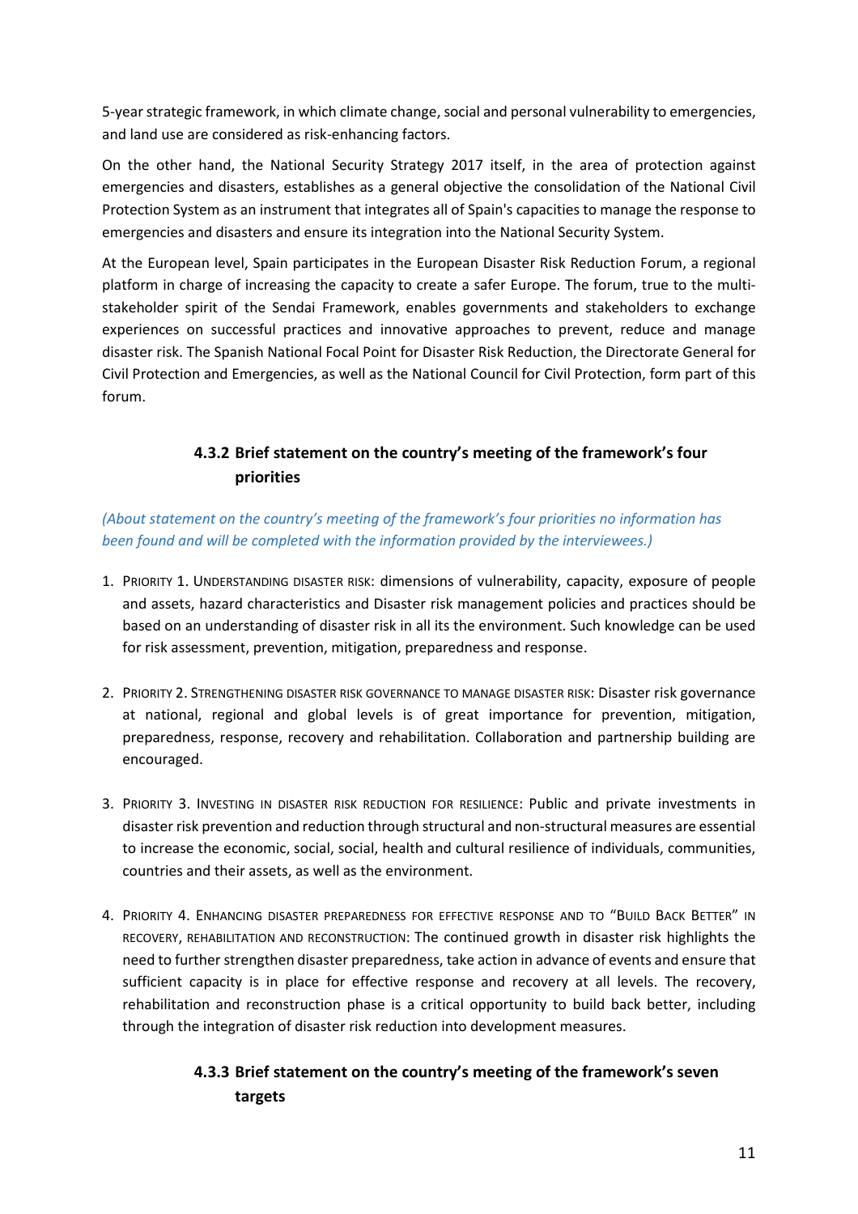5-year strategic framework, in which climate change, social and personal vulnerability to emergencies, and land use are considered as risk-enhancing factors.

On the other hand, the National Security Strategy 2017 itself, in the area of protection against emergencies and disasters, establishes as a general objective the consolidation of the National Civil Protection System as an instrument that integrates all of Spain's capacities to manage the response to emergencies and disasters and ensure its integration into the National Security System.

At the European level, Spain participates in the European Disaster Risk Reduction Forum, a regional platform in charge of increasing the capacity to create a safer Europe. The forum, true to the multi-stakeholder spirit of the Sendai Framework, enables governments and stakeholders to exchange experiences on successful practices and innovative approaches to prevent, reduce and manage disaster risk. The Spanish National Focal Point for Disaster Risk Reduction, the Directorate General for Civil Protection and Emergencies, as well as the National Council for Civil Protection, form part of this forum.

### 4.3.2 Brief statement on the country's meeting of the framework's four priorities

*(About statement on the country's meeting of the framework's four priorities no information has been found and will be completed with the information provided by the interviewees.)*

1. PRIORITY 1. UNDERSTANDING DISASTER RISK: dimensions of vulnerability, capacity, exposure of people and assets, hazard characteristics and Disaster risk management policies and practices should be based on an understanding of disaster risk in all its the environment. Such knowledge can be used for risk assessment, prevention, mitigation, preparedness and response.

2. PRIORITY 2. STRENGTHENING DISASTER RISK GOVERNANCE TO MANAGE DISASTER RISK: Disaster risk governance at national, regional and global levels is of great importance for prevention, mitigation, preparedness, response, recovery and rehabilitation. Collaboration and partnership building are encouraged.

3. PRIORITY 3. INVESTING IN DISASTER RISK REDUCTION FOR RESILIENCE: Public and private investments in disaster risk prevention and reduction through structural and non-structural measures are essential to increase the economic, social, social, health and cultural resilience of individuals, communities, countries and their assets, as well as the environment.

4. PRIORITY 4. ENHANCING DISASTER PREPAREDNESS FOR EFFECTIVE RESPONSE AND TO "BUILD BACK BETTER" IN RECOVERY, REHABILITATION AND RECONSTRUCTION: The continued growth in disaster risk highlights the need to further strengthen disaster preparedness, take action in advance of events and ensure that sufficient capacity is in place for effective response and recovery at all levels. The recovery, rehabilitation and reconstruction phase is a critical opportunity to build back better, including through the integration of disaster risk reduction into development measures.

### 4.3.3 Brief statement on the country's meeting of the framework's seven targets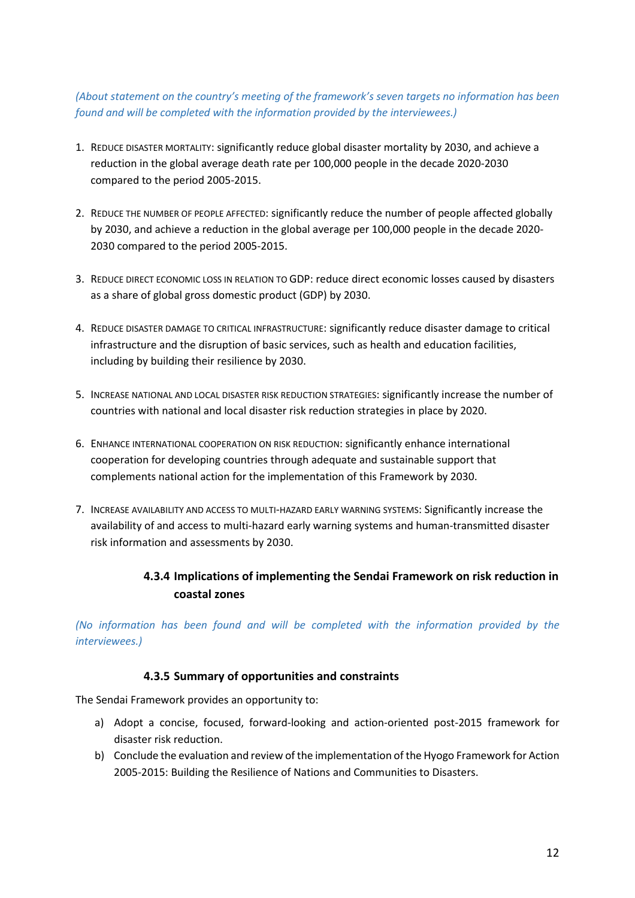*(About statement on the country's meeting of the framework's seven targets no information has been found and will be completed with the information provided by the interviewees.)*

1. REDUCE DISASTER MORTALITY: significantly reduce global disaster mortality by 2030, and achieve a reduction in the global average death rate per 100,000 people in the decade 2020-2030 compared to the period 2005-2015.

2. REDUCE THE NUMBER OF PEOPLE AFFECTED: significantly reduce the number of people affected globally by 2030, and achieve a reduction in the global average per 100,000 people in the decade 2020-2030 compared to the period 2005-2015.

3. REDUCE DIRECT ECONOMIC LOSS IN RELATION TO GDP: reduce direct economic losses caused by disasters as a share of global gross domestic product (GDP) by 2030.

4. REDUCE DISASTER DAMAGE TO CRITICAL INFRASTRUCTURE: significantly reduce disaster damage to critical infrastructure and the disruption of basic services, such as health and education facilities, including by building their resilience by 2030.

5. INCREASE NATIONAL AND LOCAL DISASTER RISK REDUCTION STRATEGIES: significantly increase the number of countries with national and local disaster risk reduction strategies in place by 2020.

6. ENHANCE INTERNATIONAL COOPERATION ON RISK REDUCTION: significantly enhance international cooperation for developing countries through adequate and sustainable support that complements national action for the implementation of this Framework by 2030.

7. INCREASE AVAILABILITY AND ACCESS TO MULTI-HAZARD EARLY WARNING SYSTEMS: Significantly increase the availability of and access to multi-hazard early warning systems and human-transmitted disaster risk information and assessments by 2030.

### 4.3.4 Implications of implementing the Sendai Framework on risk reduction in coastal zones

*(No information has been found and will be completed with the information provided by the interviewees.)*

### 4.3.5 Summary of opportunities and constraints

The Sendai Framework provides an opportunity to:

a) Adopt a concise, focused, forward-looking and action-oriented post-2015 framework for disaster risk reduction.
b) Conclude the evaluation and review of the implementation of the Hyogo Framework for Action 2005-2015: Building the Resilience of Nations and Communities to Disasters.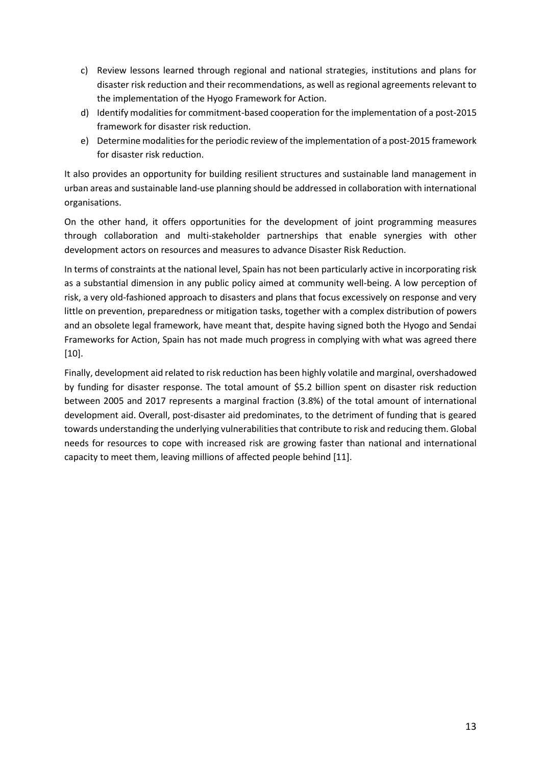c) Review lessons learned through regional and national strategies, institutions and plans for disaster risk reduction and their recommendations, as well as regional agreements relevant to the implementation of the Hyogo Framework for Action.
d) Identify modalities for commitment-based cooperation for the implementation of a post-2015 framework for disaster risk reduction.
e) Determine modalities for the periodic review of the implementation of a post-2015 framework for disaster risk reduction.

It also provides an opportunity for building resilient structures and sustainable land management in urban areas and sustainable land-use planning should be addressed in collaboration with international organisations.

On the other hand, it offers opportunities for the development of joint programming measures through collaboration and multi-stakeholder partnerships that enable synergies with other development actors on resources and measures to advance Disaster Risk Reduction.

In terms of constraints at the national level, Spain has not been particularly active in incorporating risk as a substantial dimension in any public policy aimed at community well-being. A low perception of risk, a very old-fashioned approach to disasters and plans that focus excessively on response and very little on prevention, preparedness or mitigation tasks, together with a complex distribution of powers and an obsolete legal framework, have meant that, despite having signed both the Hyogo and Sendai Frameworks for Action, Spain has not made much progress in complying with what was agreed there [10].

Finally, development aid related to risk reduction has been highly volatile and marginal, overshadowed by funding for disaster response. The total amount of $5.2 billion spent on disaster risk reduction between 2005 and 2017 represents a marginal fraction (3.8%) of the total amount of international development aid. Overall, post-disaster aid predominates, to the detriment of funding that is geared towards understanding the underlying vulnerabilities that contribute to risk and reducing them. Global needs for resources to cope with increased risk are growing faster than national and international capacity to meet them, leaving millions of affected people behind [11].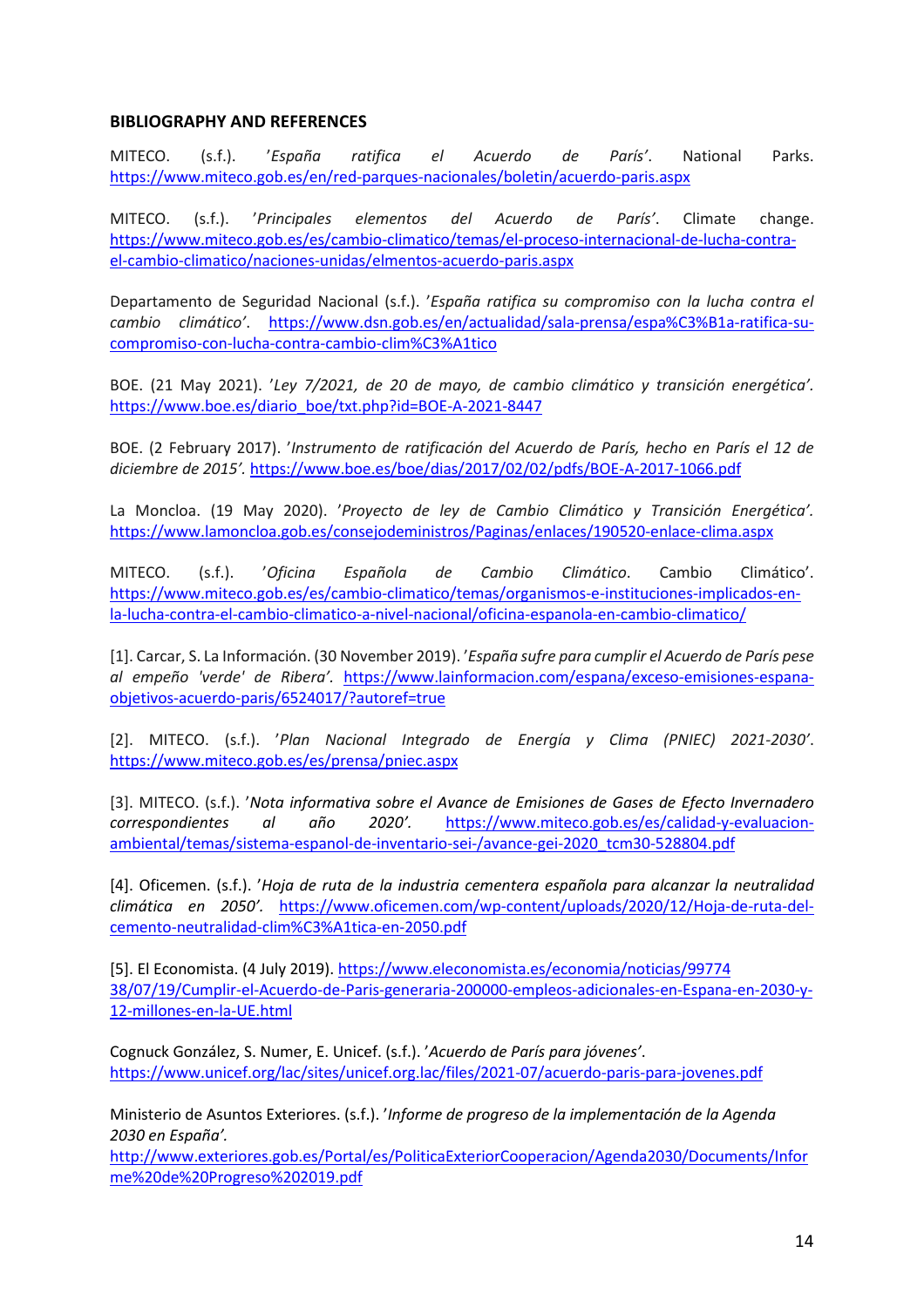**BIBLIOGRAPHY AND REFERENCES**

MITECO. (s.f.). '*España ratifica el Acuerdo de París'*. National Parks. https://www.miteco.gob.es/en/red-parques-nacionales/boletin/acuerdo-paris.aspx

MITECO. (s.f.). '*Principales elementos del Acuerdo de París'*. Climate change. https://www.miteco.gob.es/es/cambio-climatico/temas/el-proceso-internacional-de-lucha-contra-el-cambio-climatico/naciones-unidas/elmentos-acuerdo-paris.aspx

Departamento de Seguridad Nacional (s.f.). '*España ratifica su compromiso con la lucha contra el cambio climático'*. https://www.dsn.gob.es/en/actualidad/sala-prensa/espa%C3%B1a-ratifica-su-compromiso-con-lucha-contra-cambio-clim%C3%A1tico

BOE. (21 May 2021). '*Ley 7/2021, de 20 de mayo, de cambio climático y transición energética'.* https://www.boe.es/diario_boe/txt.php?id=BOE-A-2021-8447

BOE. (2 February 2017). '*Instrumento de ratificación del Acuerdo de París, hecho en París el 12 de diciembre de 2015'.* https://www.boe.es/boe/dias/2017/02/02/pdfs/BOE-A-2017-1066.pdf

La Moncloa. (19 May 2020). '*Proyecto de ley de Cambio Climático y Transición Energética'.* https://www.lamoncloa.gob.es/consejodeministros/Paginas/enlaces/190520-enlace-clima.aspx

MITECO. (s.f.). '*Oficina Española de Cambio Climático*. Cambio Climático'. https://www.miteco.gob.es/es/cambio-climatico/temas/organismos-e-instituciones-implicados-en-la-lucha-contra-el-cambio-climatico-a-nivel-nacional/oficina-espanola-en-cambio-climatico/

[1]. Carcar, S. La Información. (30 November 2019). '*España sufre para cumplir el Acuerdo de París pese al empeño 'verde' de Ribera'.* https://www.lainformacion.com/espana/exceso-emisiones-espana-objetivos-acuerdo-paris/6524017/?autoref=true

[2]. MITECO. (s.f.). '*Plan Nacional Integrado de Energía y Clima (PNIEC) 2021-2030*'. https://www.miteco.gob.es/es/prensa/pniec.aspx

[3]. MITECO. (s.f.). '*Nota informativa sobre el Avance de Emisiones de Gases de Efecto Invernadero correspondientes al año 2020'.* https://www.miteco.gob.es/es/calidad-y-evaluacion-ambiental/temas/sistema-espanol-de-inventario-sei-/avance-gei-2020_tcm30-528804.pdf

[4]. Oficemen. (s.f.). '*Hoja de ruta de la industria cementera española para alcanzar la neutralidad climática en 2050'.* https://www.oficemen.com/wp-content/uploads/2020/12/Hoja-de-ruta-del-cemento-neutralidad-clim%C3%A1tica-en-2050.pdf

[5]. El Economista. (4 July 2019). https://www.eleconomista.es/economia/noticias/9977438/07/19/Cumplir-el-Acuerdo-de-Paris-generaria-200000-empleos-adicionales-en-Espana-en-2030-y-12-millones-en-la-UE.html

Cognuck González, S. Numer, E. Unicef. (s.f.). '*Acuerdo de París para jóvenes'*. https://www.unicef.org/lac/sites/unicef.org.lac/files/2021-07/acuerdo-paris-para-jovenes.pdf

Ministerio de Asuntos Exteriores. (s.f.). '*Informe de progreso de la implementación de la Agenda 2030 en España'*. http://www.exteriores.gob.es/Portal/es/PoliticaExteriorCooperacion/Agenda2030/Documents/Informe%20de%20Progreso%202019.pdf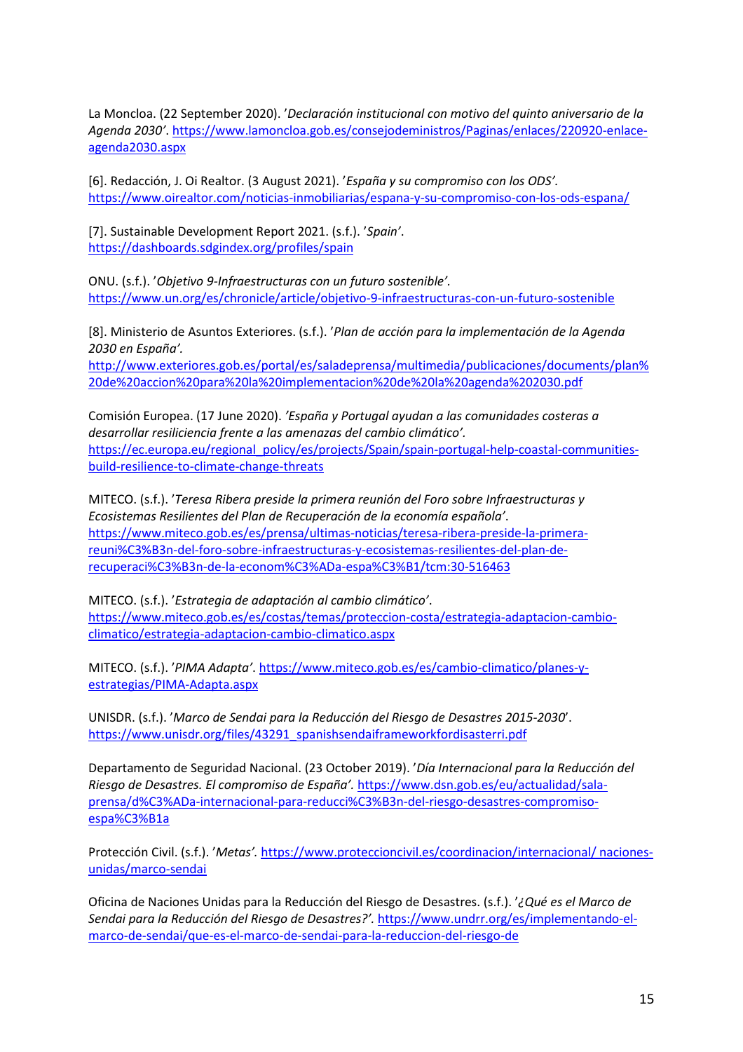La Moncloa. (22 September 2020). '*Declaración institucional con motivo del quinto aniversario de la Agenda 2030*'. https://www.lamoncloa.gob.es/consejodeministros/Paginas/enlaces/220920-enlace-agenda2030.aspx

[6]. Redacción, J. Oi Realtor. (3 August 2021). '*España y su compromiso con los ODS*'. https://www.oirealtor.com/noticias-inmobiliarias/espana-y-su-compromiso-con-los-ods-espana/

[7]. Sustainable Development Report 2021. (s.f.). '*Spain*'. https://dashboards.sdgindex.org/profiles/spain

ONU. (s.f.). '*Objetivo 9-Infraestructuras con un futuro sostenible*'. https://www.un.org/es/chronicle/article/objetivo-9-infraestructuras-con-un-futuro-sostenible

[8]. Ministerio de Asuntos Exteriores. (s.f.). '*Plan de acción para la implementación de la Agenda 2030 en España*'. http://www.exteriores.gob.es/portal/es/saladeprensa/multimedia/publicaciones/documents/plan%20de%20accion%20para%20la%20implementacion%20de%20la%20agenda%202030.pdf

Comisión Europea. (17 June 2020). '*España y Portugal ayudan a las comunidades costeras a desarrollar resiliciencia frente a las amenazas del cambio climático*'. https://ec.europa.eu/regional_policy/es/projects/Spain/spain-portugal-help-coastal-communities-build-resilience-to-climate-change-threats

MITECO. (s.f.). '*Teresa Ribera preside la primera reunión del Foro sobre Infraestructuras y Ecosistemas Resilientes del Plan de Recuperación de la economía española*'. https://www.miteco.gob.es/es/prensa/ultimas-noticias/teresa-ribera-preside-la-primera-reuni%C3%B3n-del-foro-sobre-infraestructuras-y-ecosistemas-resilientes-del-plan-de-recuperaci%C3%B3n-de-la-econom%C3%ADa-espa%C3%B1/tcm:30-516463

MITECO. (s.f.). '*Estrategia de adaptación al cambio climático*'. https://www.miteco.gob.es/es/costas/temas/proteccion-costa/estrategia-adaptacion-cambio-climatico/estrategia-adaptacion-cambio-climatico.aspx

MITECO. (s.f.). '*PIMA Adapta*'. https://www.miteco.gob.es/es/cambio-climatico/planes-y-estrategias/PIMA-Adapta.aspx

UNISDR. (s.f.). '*Marco de Sendai para la Reducción del Riesgo de Desastres 2015-2030*'. https://www.unisdr.org/files/43291_spanishsendaiframeworkfordisasterri.pdf

Departamento de Seguridad Nacional. (23 October 2019). '*Día Internacional para la Reducción del Riesgo de Desastres. El compromiso de España*'. https://www.dsn.gob.es/eu/actualidad/sala-prensa/d%C3%ADa-internacional-para-reducci%C3%B3n-del-riesgo-desastres-compromiso-espa%C3%B1a

Protección Civil. (s.f.). '*Metas*'. https://www.proteccioncivil.es/coordinacion/internacional/ naciones-unidas/marco-sendai

Oficina de Naciones Unidas para la Reducción del Riesgo de Desastres. (s.f.). '*¿Qué es el Marco de Sendai para la Reducción del Riesgo de Desastres?*'. https://www.undrr.org/es/implementando-el-marco-de-sendai/que-es-el-marco-de-sendai-para-la-reduccion-del-riesgo-de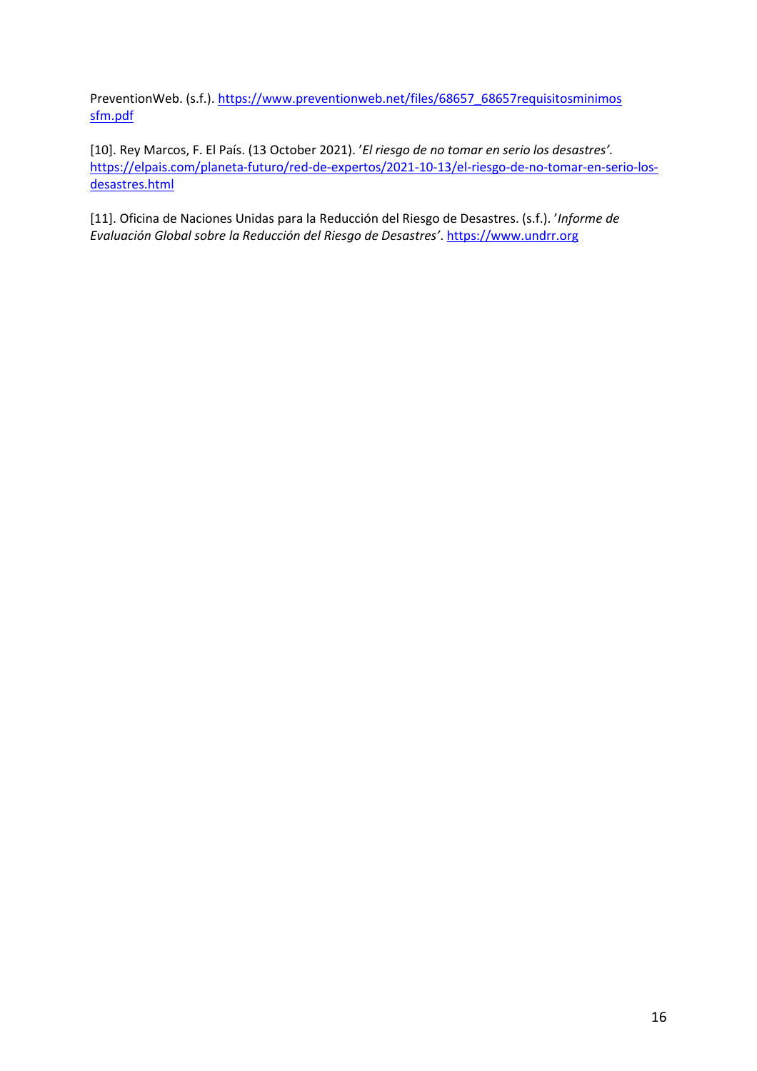PreventionWeb. (s.f.). https://www.preventionweb.net/files/68657_68657requisitosminimossfm.pdf

[10]. Rey Marcos, F. El País. (13 October 2021). '*El riesgo de no tomar en serio los desastres'.* https://elpais.com/planeta-futuro/red-de-expertos/2021-10-13/el-riesgo-de-no-tomar-en-serio-los-desastres.html

[11]. Oficina de Naciones Unidas para la Reducción del Riesgo de Desastres. (s.f.). '*Informe de Evaluación Global sobre la Reducción del Riesgo de Desastres'*. https://www.undrr.org